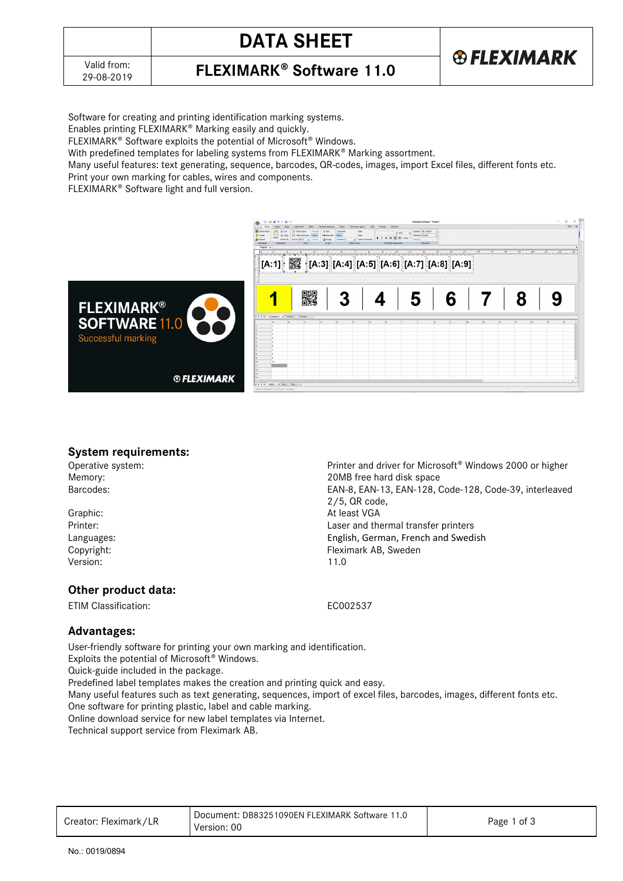# DATA SHEET

## FLEXIMARK® Software 11.0

Valid from: 29-08-2019

Software for creating and printing identification marking systems.
Enables printing FLEXIMARK® Marking easily and quickly.
FLEXIMARK® Software exploits the potential of Microsoft® Windows.
With predefined templates for labeling systems from FLEXIMARK® Marking assortment.
Many useful features: text generating, sequence, barcodes, QR-codes, images, import Excel files, different fonts etc.
Print your own marking for cables, wires and components.
FLEXIMARK® Software light and full version.

### System requirements:

| | |
|---|---|
| Operative system: | Printer and driver for Microsoft® Windows 2000 or higher |
| Memory: | 20MB free hard disk space |
| Barcodes: | EAN-8, EAN-13, EAN-128, Code-128, Code-39, interleaved 2/5, QR code, |
| Graphic: | At least VGA |
| Printer: | Laser and thermal transfer printers |
| Languages: | English, German, French and Swedish |
| Copyright: | Fleximark AB, Sweden |
| Version: | 11.0 |

### Other product data:

| | |
|---|---|
| ETIM Classification: | EC002537 |

### Advantages:

User-friendly software for printing your own marking and identification.
Exploits the potential of Microsoft® Windows.
Quick-guide included in the package.
Predefined label templates makes the creation and printing quick and easy.
Many useful features such as text generating, sequences, import of excel files, barcodes, images, different fonts etc.
One software for printing plastic, label and cable marking.
Online download service for new label templates via Internet.
Technical support service from Fleximark AB.

| Creator: Fleximark/LR | Document: DB83251090EN FLEXIMARK Software 11.0 Version: 00 |
|---|---|

No.: 0019/0894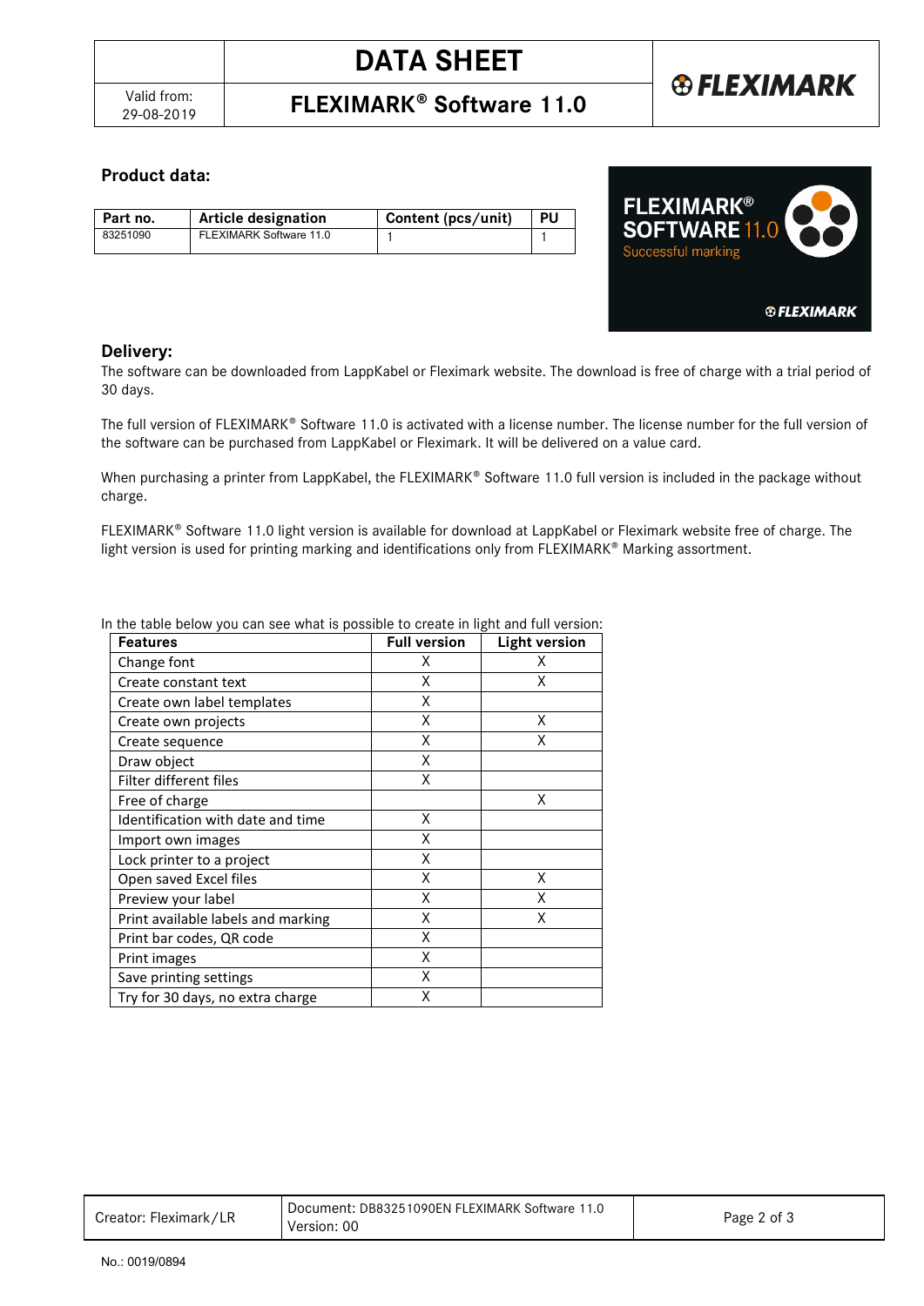## Product data:

| Part no. | Article designation | Content (pcs/unit) | PU |
|---|---|---|---|
| 83251090 | FLEXIMARK Software 11.0 | 1 | 1 |

## Delivery:

The software can be downloaded from LappKabel or Fleximark website. The download is free of charge with a trial period of 30 days.

The full version of FLEXIMARK® Software 11.0 is activated with a license number. The license number for the full version of the software can be purchased from LappKabel or Fleximark. It will be delivered on a value card.

When purchasing a printer from LappKabel, the FLEXIMARK® Software 11.0 full version is included in the package without charge.

FLEXIMARK® Software 11.0 light version is available for download at LappKabel or Fleximark website free of charge. The light version is used for printing marking and identifications only from FLEXIMARK® Marking assortment.

In the table below you can see what is possible to create in light and full version:

| Features | Full version | Light version |
|---|---|---|
| Change font | X | X |
| Create constant text | X | X |
| Create own label templates | X | |
| Create own projects | X | X |
| Create sequence | X | X |
| Draw object | X | |
| Filter different files | X | |
| Free of charge | | X |
| Identification with date and time | X | |
| Import own images | X | |
| Lock printer to a project | X | |
| Open saved Excel files | X | X |
| Preview your label | X | X |
| Print available labels and marking | X | X |
| Print bar codes, QR code | X | |
| Print images | X | |
| Save printing settings | X | |
| Try for 30 days, no extra charge | X | |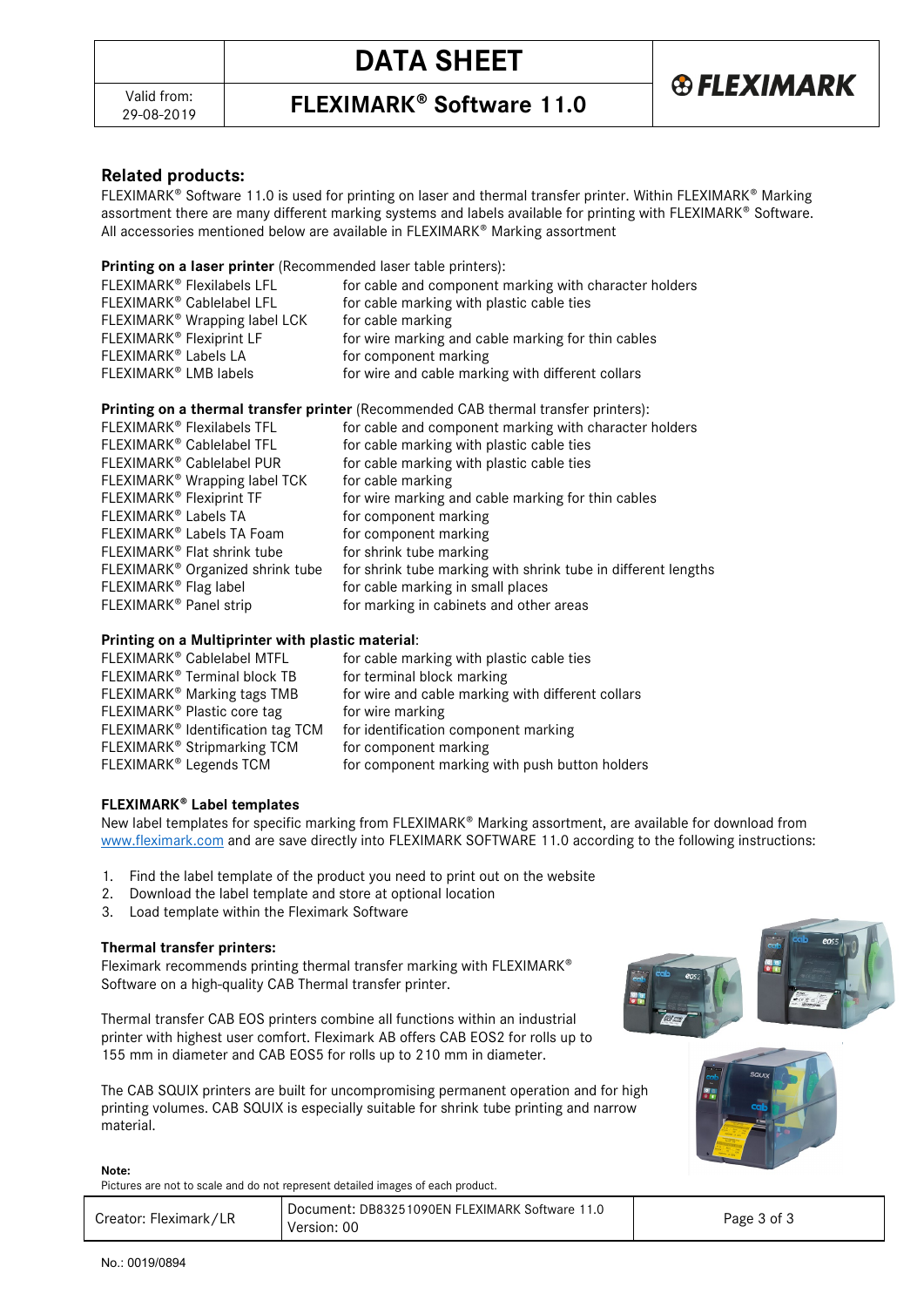## Related products:

FLEXIMARK® Software 11.0 is used for printing on laser and thermal transfer printer. Within FLEXIMARK® Marking assortment there are many different marking systems and labels available for printing with FLEXIMARK® Software. All accessories mentioned below are available in FLEXIMARK® Marking assortment

**Printing on a laser printer** (Recommended laser table printers):

| | |
|---|---|
| FLEXIMARK® Flexilabels LFL | for cable and component marking with character holders |
| FLEXIMARK® Cablelabel LFL | for cable marking with plastic cable ties |
| FLEXIMARK® Wrapping label LCK | for cable marking |
| FLEXIMARK® Flexiprint LF | for wire marking and cable marking for thin cables |
| FLEXIMARK® Labels LA | for component marking |
| FLEXIMARK® LMB labels | for wire and cable marking with different collars |

**Printing on a thermal transfer printer** (Recommended CAB thermal transfer printers):

| | |
|---|---|
| FLEXIMARK® Flexilabels TFL | for cable and component marking with character holders |
| FLEXIMARK® Cablelabel TFL | for cable marking with plastic cable ties |
| FLEXIMARK® Cablelabel PUR | for cable marking with plastic cable ties |
| FLEXIMARK® Wrapping label TCK | for cable marking |
| FLEXIMARK® Flexiprint TF | for wire marking and cable marking for thin cables |
| FLEXIMARK® Labels TA | for component marking |
| FLEXIMARK® Labels TA Foam | for component marking |
| FLEXIMARK® Flat shrink tube | for shrink tube marking |
| FLEXIMARK® Organized shrink tube | for shrink tube marking with shrink tube in different lengths |
| FLEXIMARK® Flag label | for cable marking in small places |
| FLEXIMARK® Panel strip | for marking in cabinets and other areas |

**Printing on a Multiprinter with plastic material**:

| | |
|---|---|
| FLEXIMARK® Cablelabel MTFL | for cable marking with plastic cable ties |
| FLEXIMARK® Terminal block TB | for terminal block marking |
| FLEXIMARK® Marking tags TMB | for wire and cable marking with different collars |
| FLEXIMARK® Plastic core tag | for wire marking |
| FLEXIMARK® Identification tag TCM | for identification component marking |
| FLEXIMARK® Stripmarking TCM | for component marking |
| FLEXIMARK® Legends TCM | for component marking with push button holders |

### FLEXIMARK® Label templates

New label templates for specific marking from FLEXIMARK® Marking assortment, are available for download from www.fleximark.com and are save directly into FLEXIMARK SOFTWARE 11.0 according to the following instructions:

1. Find the label template of the product you need to print out on the website
2. Download the label template and store at optional location
3. Load template within the Fleximark Software

### Thermal transfer printers:

Fleximark recommends printing thermal transfer marking with FLEXIMARK® Software on a high-quality CAB Thermal transfer printer.

Thermal transfer CAB EOS printers combine all functions within an industrial printer with highest user comfort. Fleximark AB offers CAB EOS2 for rolls up to 155 mm in diameter and CAB EOS5 for rolls up to 210 mm in diameter.

The CAB SQUIX printers are built for uncompromising permanent operation and for high printing volumes. CAB SQUIX is especially suitable for shrink tube printing and narrow material.

**Note:**
Pictures are not to scale and do not represent detailed images of each product.

Creator: Fleximark/LR | Document: DB83251090EN FLEXIMARK Software 11.0 Version: 00

No.: 0019/0894